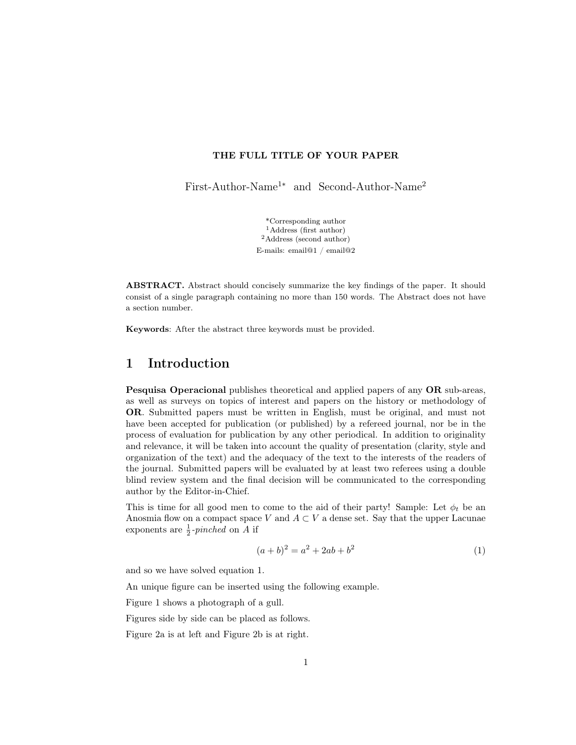# THE FULL TITLE OF YOUR PAPER

First-Author-Name[1*] and Second-Author-Name[2]

*Corresponding author
[1]Address (first author)
[2]Address (second author)
E-mails: email@1 / email@2

**ABSTRACT.** Abstract should concisely summarize the key findings of the paper. It should consist of a single paragraph containing no more than 150 words. The Abstract does not have a section number.

**Keywords**: After the abstract three keywords must be provided.

## 1 Introduction

**Pesquisa Operacional** publishes theoretical and applied papers of any **OR** sub-areas, as well as surveys on topics of interest and papers on the history or methodology of **OR**. Submitted papers must be written in English, must be original, and must not have been accepted for publication (or published) by a refereed journal, nor be in the process of evaluation for publication by any other periodical. In addition to originality and relevance, it will be taken into account the quality of presentation (clarity, style and organization of the text) and the adequacy of the text to the interests of the readers of the journal. Submitted papers will be evaluated by at least two referees using a double blind review system and the final decision will be communicated to the corresponding author by the Editor-in-Chief.

This is time for all good men to come to the aid of their party! Sample: Let $\phi_t$ be an Anosmia flow on a compact space $V$ and $A \subset V$ a dense set. Say that the upper Lacunae exponents are $\frac{1}{2}$-*pinched* on $A$ if

$$(a+b)^2 = a^2 + 2ab + b^2 \tag{1}$$

and so we have solved equation 1.

An unique figure can be inserted using the following example.

Figure 1 shows a photograph of a gull.

Figures side by side can be placed as follows.

Figure 2a is at left and Figure 2b is at right.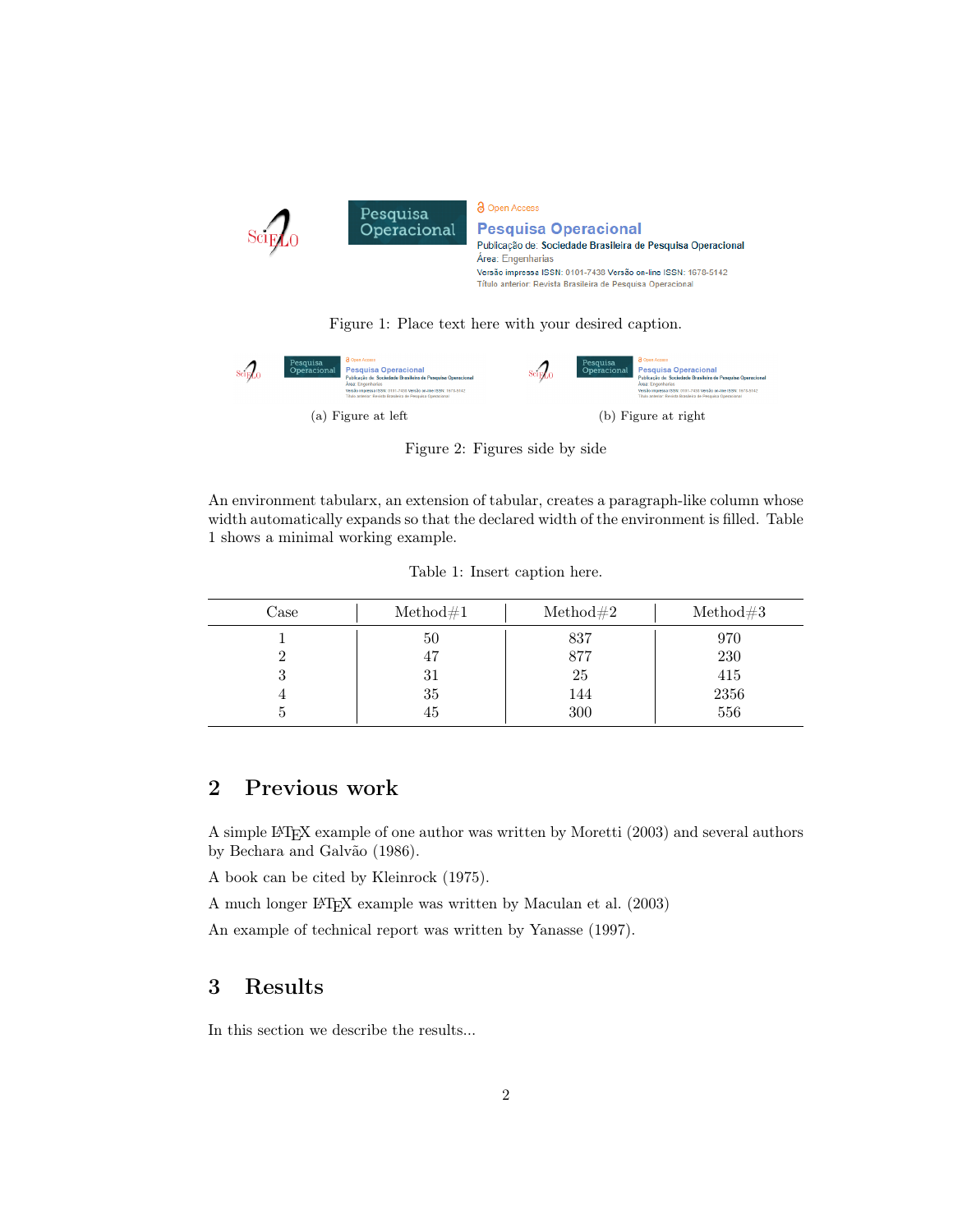Figure 1: Place text here with your desired caption.

(a) Figure at left

(b) Figure at right

Figure 2: Figures side by side

An environment tabularx, an extension of tabular, creates a paragraph-like column whose width automatically expands so that the declared width of the environment is filled. Table 1 shows a minimal working example.

Table 1: Insert caption here.

| Case | Method#1 | Method#2 | Method#3 |
|---|---|---|---|
| 1 | 50 | 837 | 970 |
| 2 | 47 | 877 | 230 |
| 3 | 31 | 25 | 415 |
| 4 | 35 | 144 | 2356 |
| 5 | 45 | 300 | 556 |

## 2 Previous work

A simple LaTeX example of one author was written by Moretti (2003) and several authors by Bechara and Galvão (1986).

A book can be cited by Kleinrock (1975).

A much longer LaTeX example was written by Maculan et al. (2003)

An example of technical report was written by Yanasse (1997).

## 3 Results

In this section we describe the results...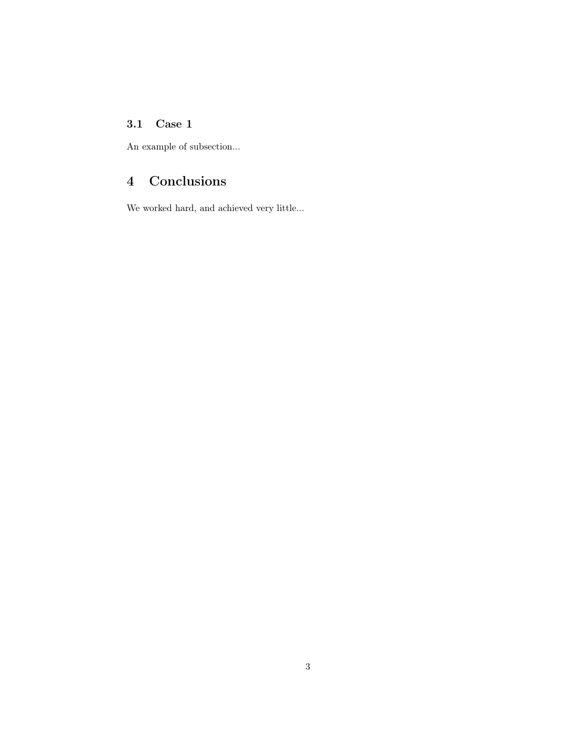### 3.1 Case 1

An example of subsection...

## 4 Conclusions

We worked hard, and achieved very little...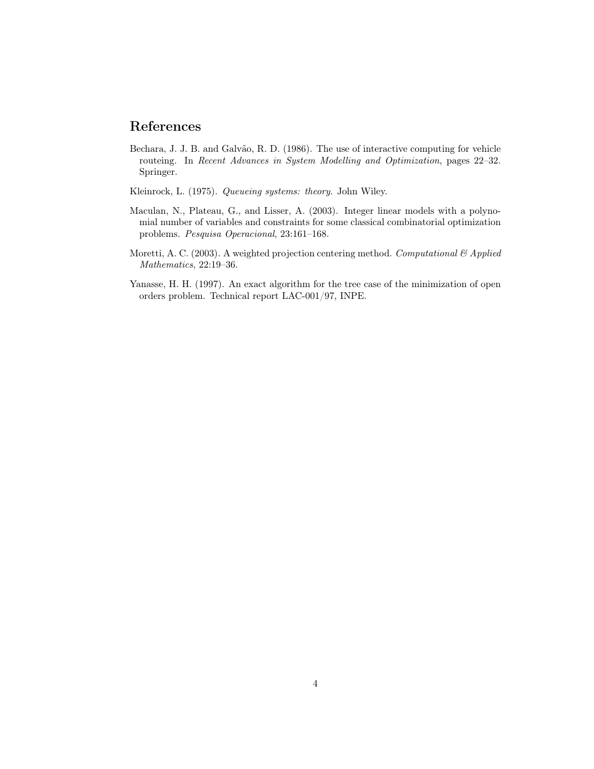## References

Bechara, J. J. B. and Galvão, R. D. (1986). The use of interactive computing for vehicle routeing. In *Recent Advances in System Modelling and Optimization*, pages 22–32. Springer.

Kleinrock, L. (1975). *Queueing systems: theory*. John Wiley.

Maculan, N., Plateau, G., and Lisser, A. (2003). Integer linear models with a polynomial number of variables and constraints for some classical combinatorial optimization problems. *Pesquisa Operacional*, 23:161–168.

Moretti, A. C. (2003). A weighted projection centering method. *Computational & Applied Mathematics*, 22:19–36.

Yanasse, H. H. (1997). An exact algorithm for the tree case of the minimization of open orders problem. Technical report LAC-001/97, INPE.